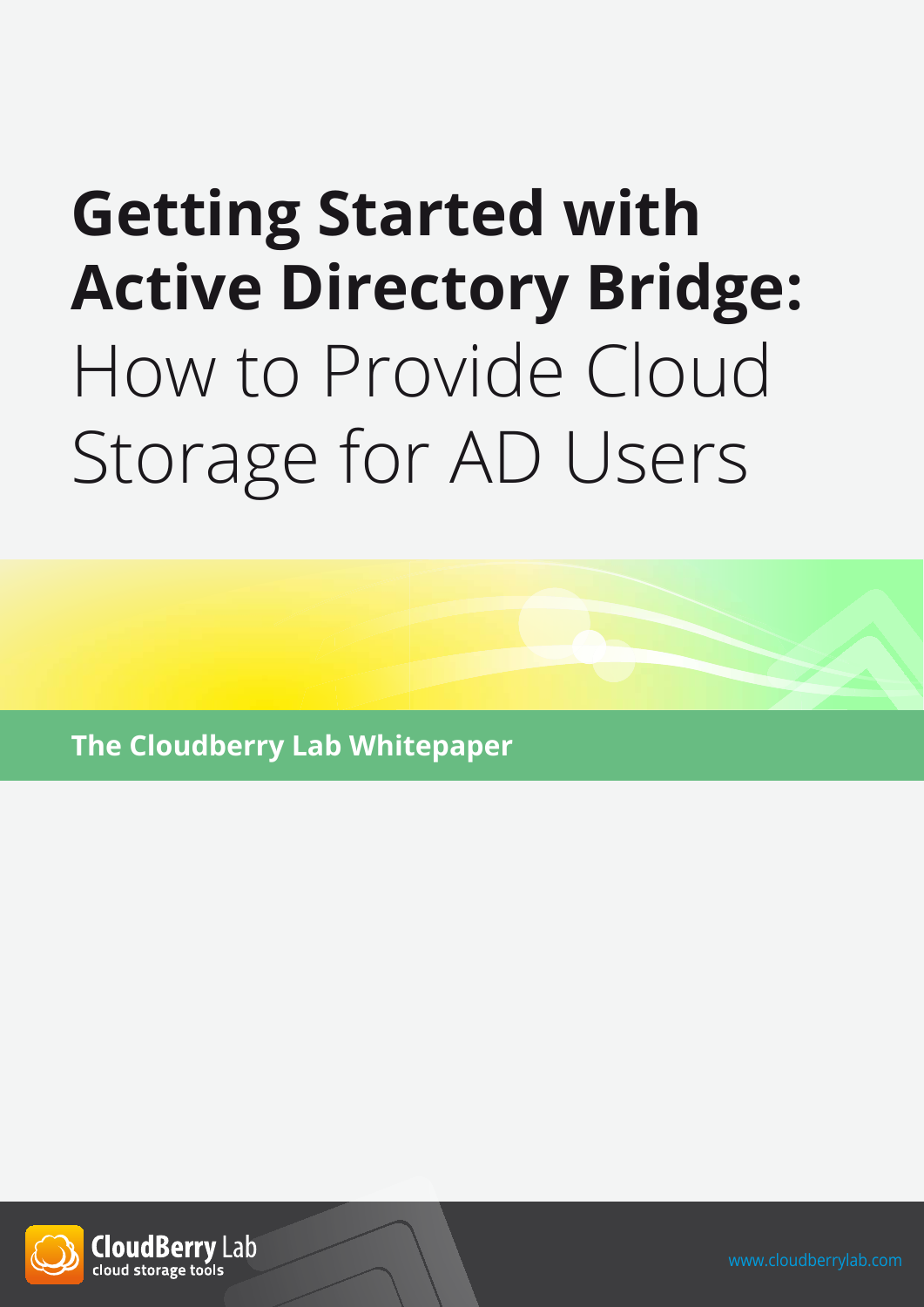# Getting Started with Active Directory Bridge: How to Provide Cloud Storage for AD Users

**The Cloudberry Lab Whitepaper**

CloudBerry Lab
cloud storage tools

www.cloudberrylab.com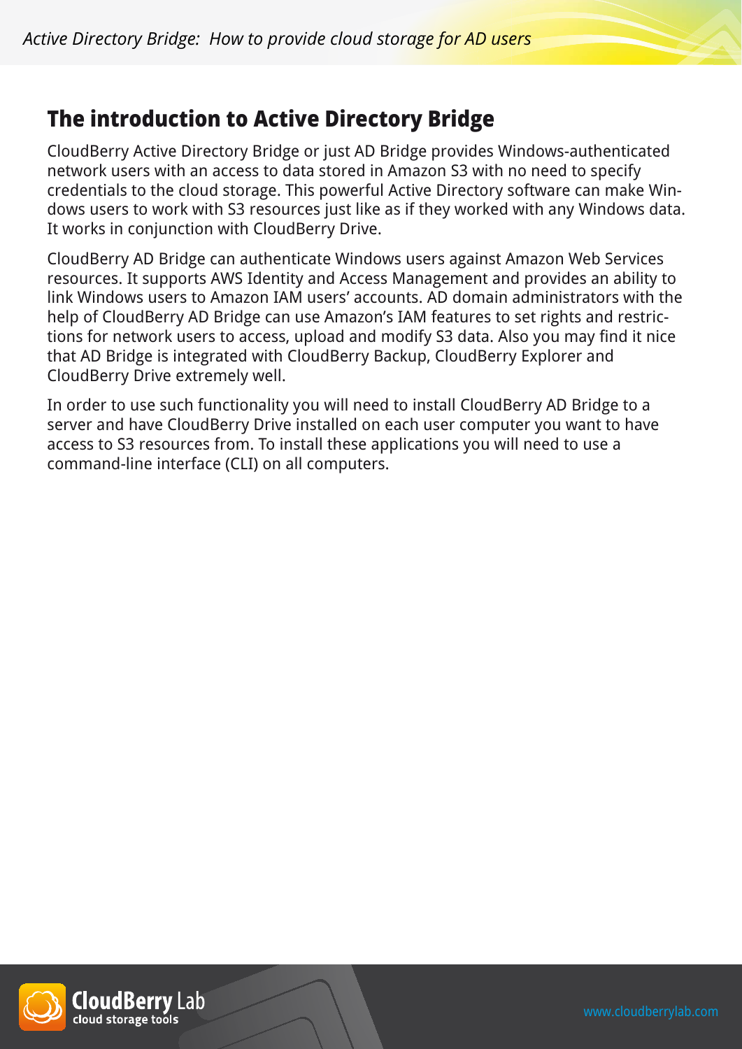## The introduction to Active Directory Bridge

CloudBerry Active Directory Bridge or just AD Bridge provides Windows-authenticated network users with an access to data stored in Amazon S3 with no need to specify credentials to the cloud storage. This powerful Active Directory software can make Windows users to work with S3 resources just like as if they worked with any Windows data. It works in conjunction with CloudBerry Drive.

CloudBerry AD Bridge can authenticate Windows users against Amazon Web Services resources. It supports AWS Identity and Access Management and provides an ability to link Windows users to Amazon IAM users' accounts. AD domain administrators with the help of CloudBerry AD Bridge can use Amazon's IAM features to set rights and restrictions for network users to access, upload and modify S3 data. Also you may find it nice that AD Bridge is integrated with CloudBerry Backup, CloudBerry Explorer and CloudBerry Drive extremely well.

In order to use such functionality you will need to install CloudBerry AD Bridge to a server and have CloudBerry Drive installed on each user computer you want to have access to S3 resources from. To install these applications you will need to use a command-line interface (CLI) on all computers.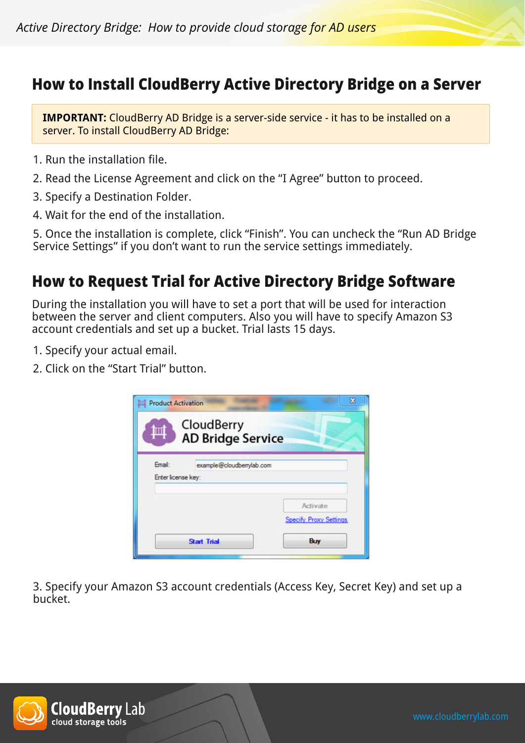## How to Install CloudBerry Active Directory Bridge on a Server

**IMPORTANT:** CloudBerry AD Bridge is a server-side service - it has to be installed on a server. To install CloudBerry AD Bridge:

1. Run the installation file.
2. Read the License Agreement and click on the "I Agree" button to proceed.
3. Specify a Destination Folder.
4. Wait for the end of the installation.
5. Once the installation is complete, click "Finish". You can uncheck the "Run AD Bridge Service Settings" if you don't want to run the service settings immediately.

## How to Request Trial for Active Directory Bridge Software

During the installation you will have to set a port that will be used for interaction between the server and client computers. Also you will have to specify Amazon S3 account credentials and set up a bucket. Trial lasts 15 days.

1. Specify your actual email.
2. Click on the "Start Trial" button.

3. Specify your Amazon S3 account credentials (Access Key, Secret Key) and set up a bucket.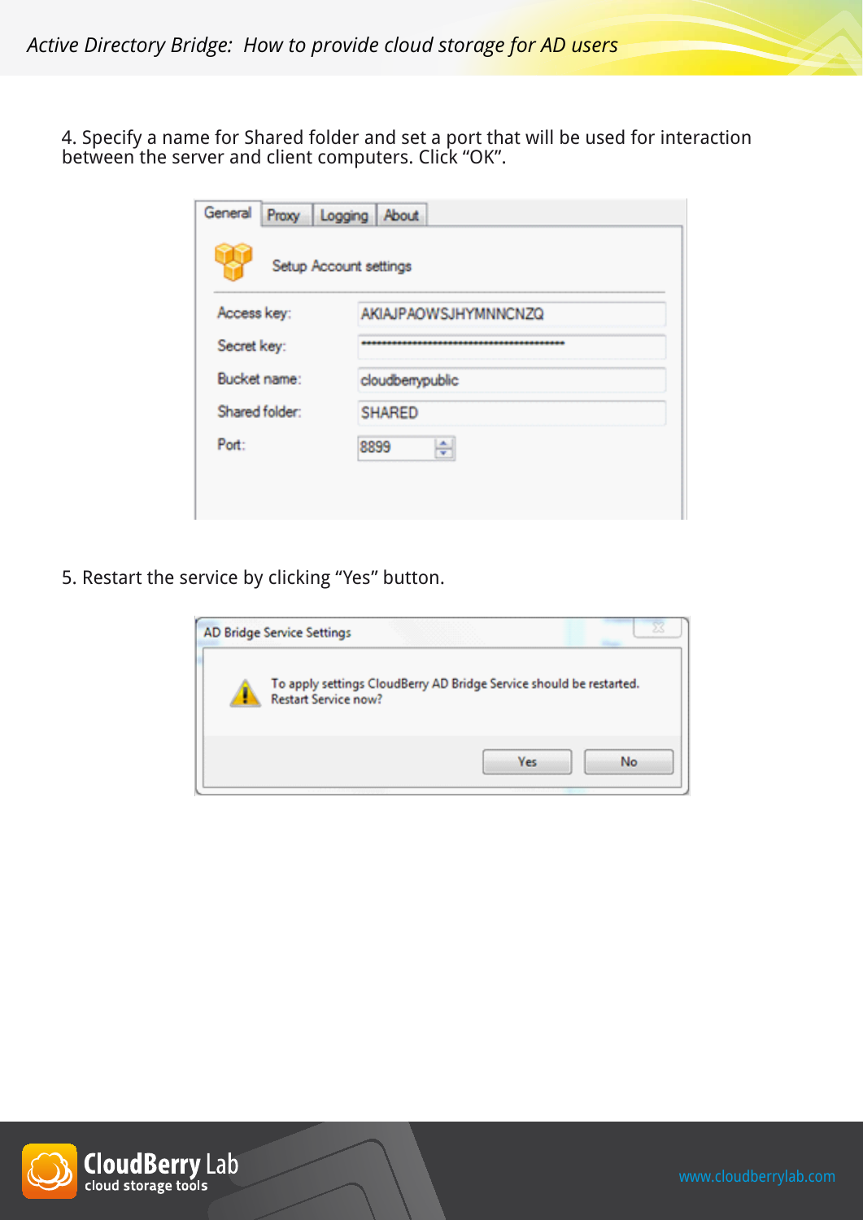4. Specify a name for Shared folder and set a port that will be used for interaction between the server and client computers. Click "OK".

General | Proxy | Logging | About

Setup Account settings

Access key: AKIAJPAOWSJHYMNNCNZQ

Secret key: ••••••••••••••••••••••••••••••••••••••••

Bucket name: cloudberrypublic

Shared folder: SHARED

Port: 8899

5. Restart the service by clicking "Yes" button.

AD Bridge Service Settings

To apply settings CloudBerry AD Bridge Service should be restarted. Restart Service now?

Yes | No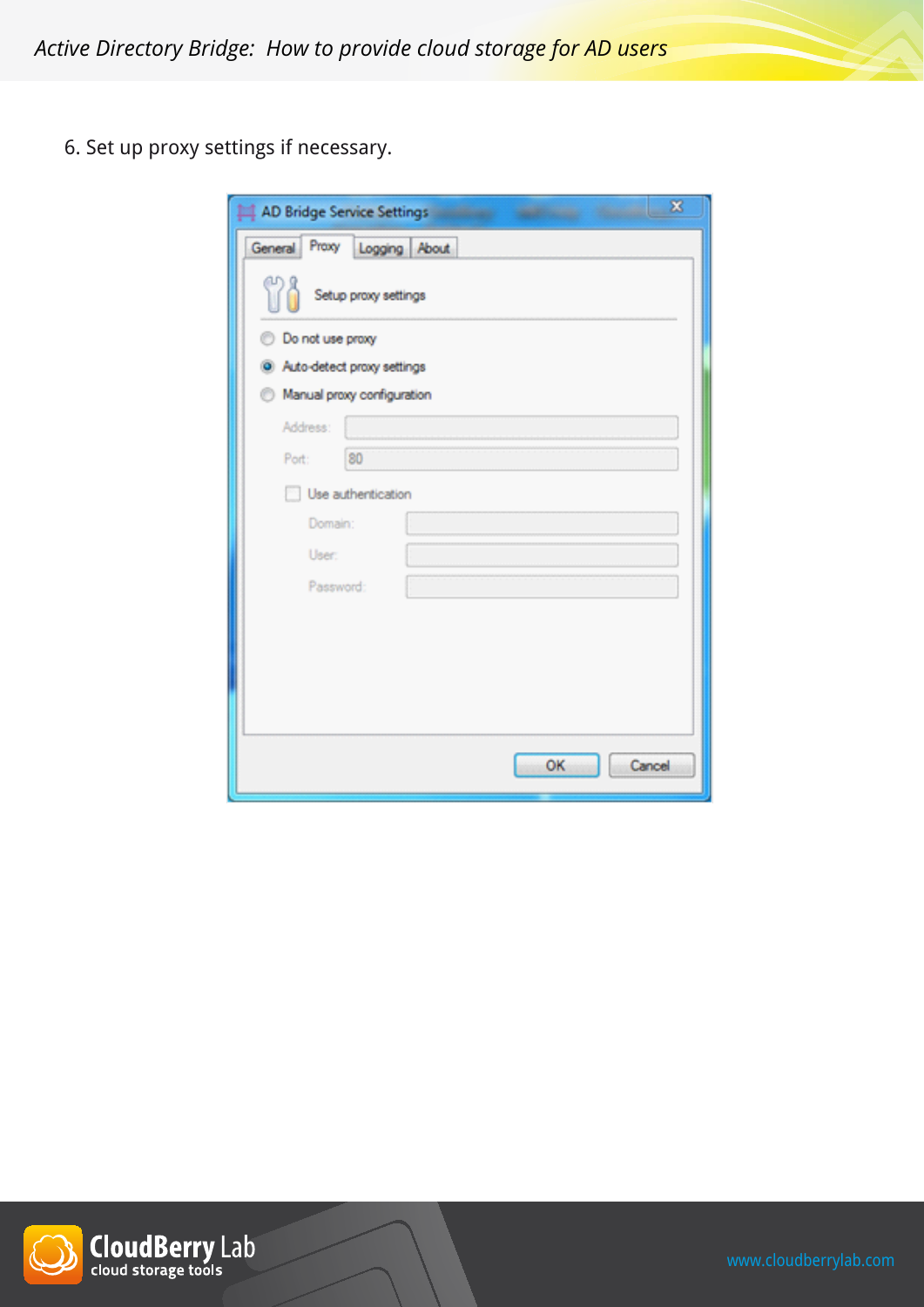6. Set up proxy settings if necessary.

AD Bridge Service Settings

General | Proxy | Logging | About

Setup proxy settings

- Do not use proxy
- Auto-detect proxy settings
- Manual proxy configuration

Address:

Port: 80

Use authentication

Domain:

User:

Password:

OK | Cancel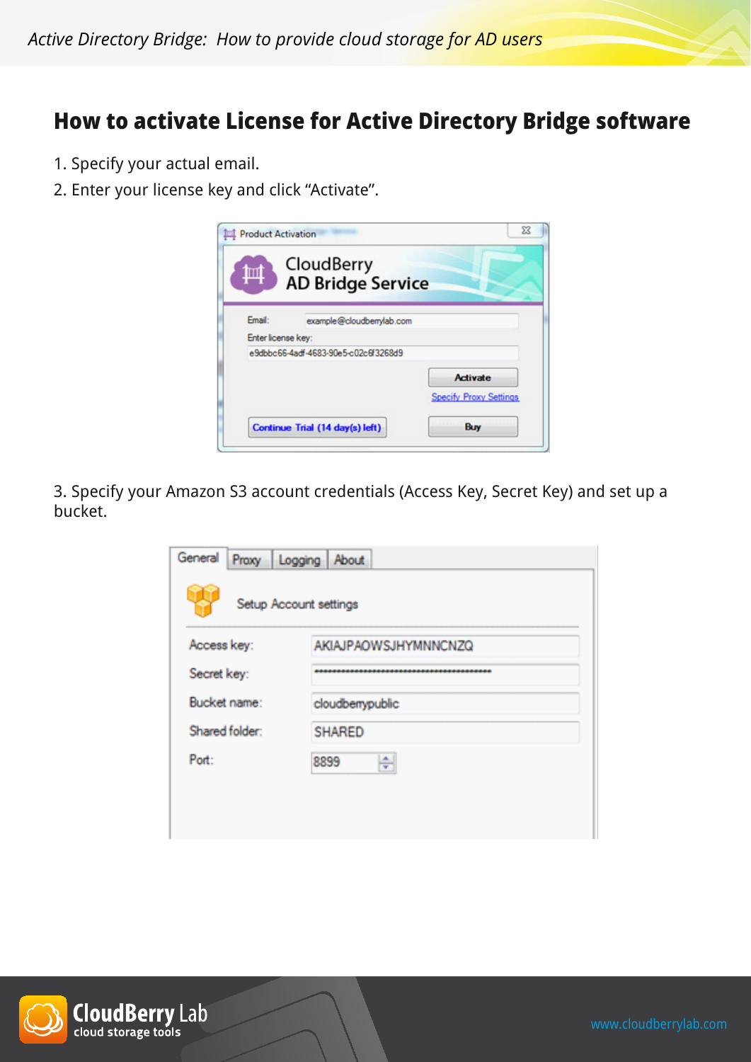## How to activate License for Active Directory Bridge software

1. Specify your actual email.
2. Enter your license key and click "Activate".

3. Specify your Amazon S3 account credentials (Access Key, Secret Key) and set up a bucket.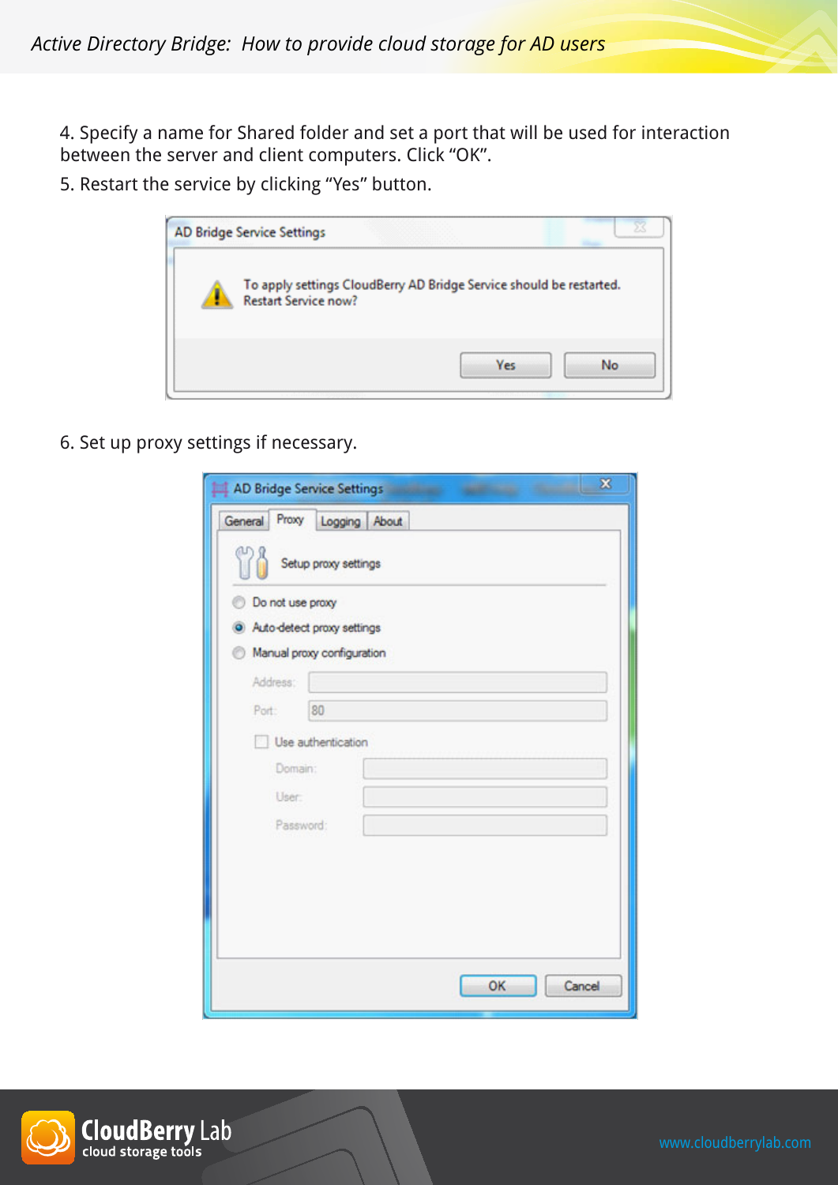4. Specify a name for Shared folder and set a port that will be used for interaction between the server and client computers. Click “OK”.

5. Restart the service by clicking “Yes” button.

6. Set up proxy settings if necessary.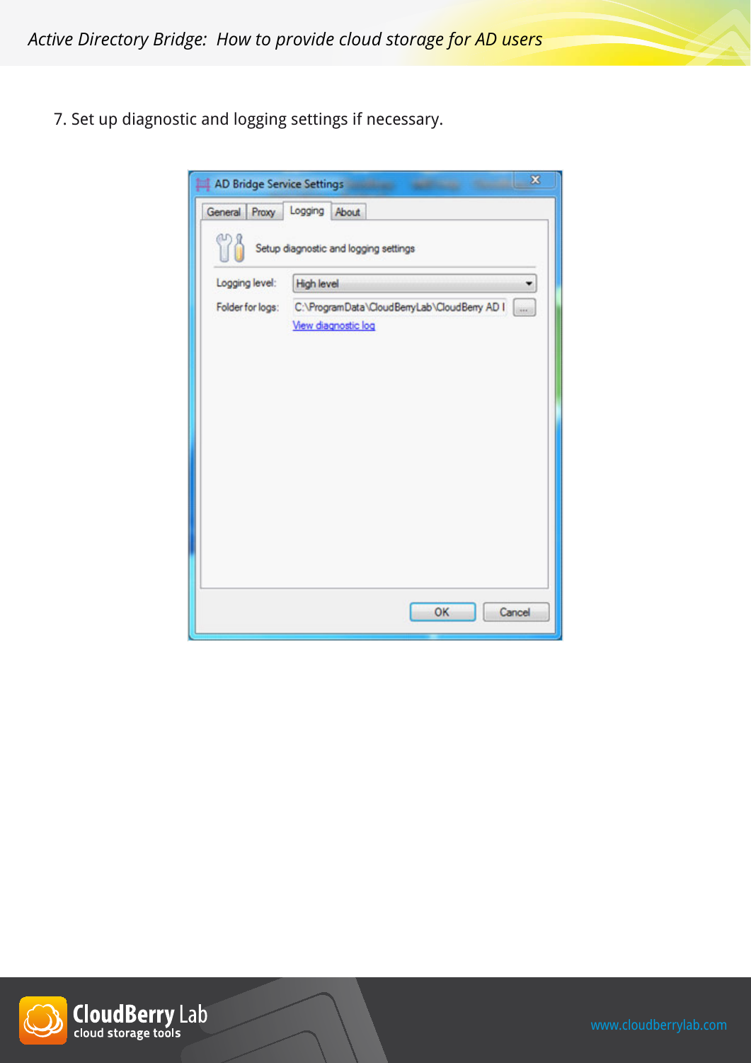7. Set up diagnostic and logging settings if necessary.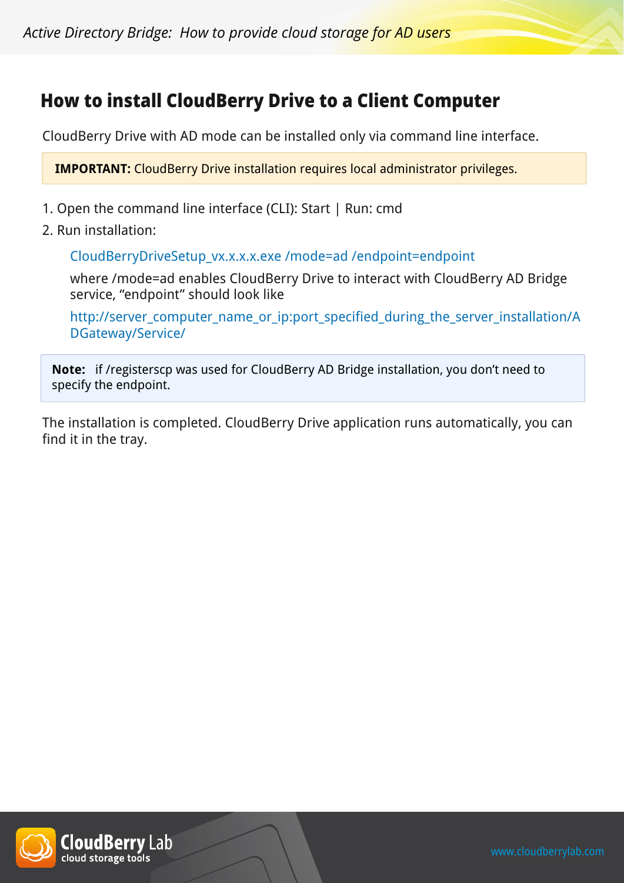## How to install CloudBerry Drive to a Client Computer

CloudBerry Drive with AD mode can be installed only via command line interface.

**IMPORTANT:** CloudBerry Drive installation requires local administrator privileges.

1. Open the command line interface (CLI): Start | Run: cmd
2. Run installation:

   CloudBerryDriveSetup_vx.x.x.x.exe /mode=ad /endpoint=endpoint

   where /mode=ad enables CloudBerry Drive to interact with CloudBerry AD Bridge service, "endpoint" should look like

   http://server_computer_name_or_ip:port_specified_during_the_server_installation/ADGateway/Service/

**Note:** if /registerscp was used for CloudBerry AD Bridge installation, you don't need to specify the endpoint.

The installation is completed. CloudBerry Drive application runs automatically, you can find it in the tray.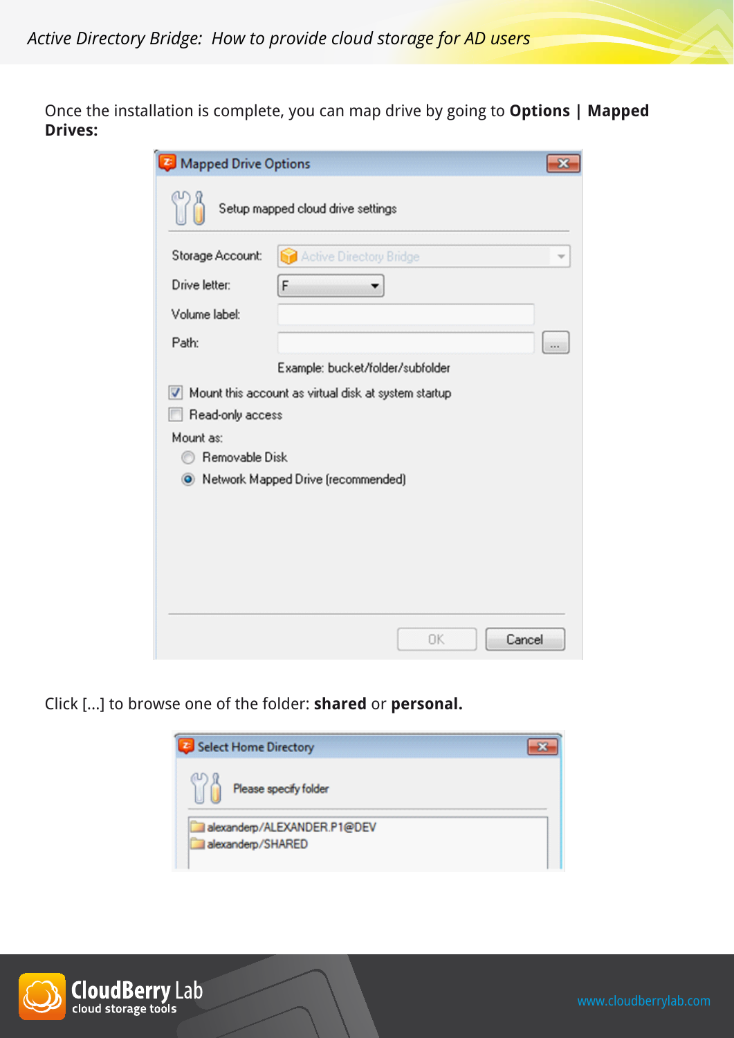Once the installation is complete, you can map drive by going to **Options | Mapped Drives:**

Click [...] to browse one of the folder: **shared** or **personal.**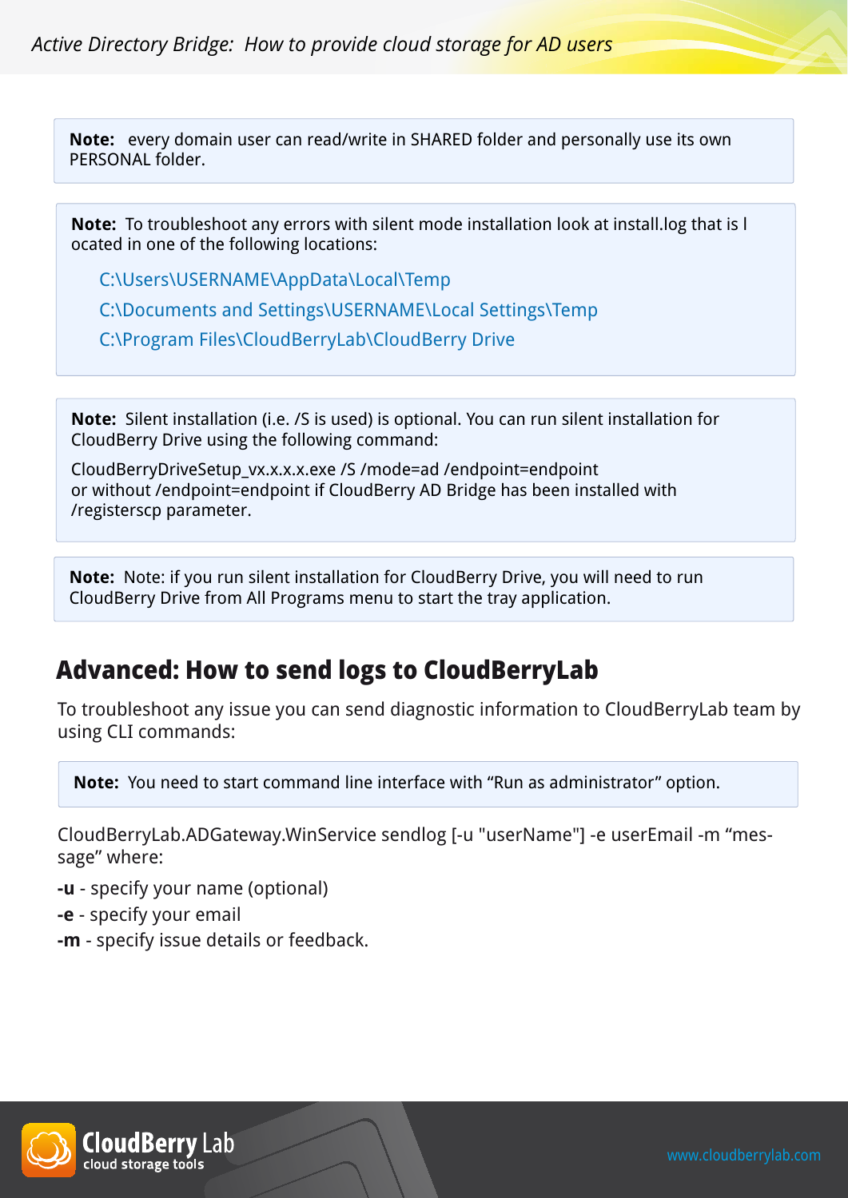**Note:** every domain user can read/write in SHARED folder and personally use its own PERSONAL folder.

**Note:** To troubleshoot any errors with silent mode installation look at install.log that is located in one of the following locations:

C:\Users\USERNAME\AppData\Local\Temp

C:\Documents and Settings\USERNAME\Local Settings\Temp

C:\Program Files\CloudBerryLab\CloudBerry Drive

**Note:** Silent installation (i.e. /S is used) is optional. You can run silent installation for CloudBerry Drive using the following command:

CloudBerryDriveSetup_vx.x.x.x.exe /S /mode=ad /endpoint=endpoint
or without /endpoint=endpoint if CloudBerry AD Bridge has been installed with /registerscp parameter.

**Note:** Note: if you run silent installation for CloudBerry Drive, you will need to run CloudBerry Drive from All Programs menu to start the tray application.

## Advanced: How to send logs to CloudBerryLab

To troubleshoot any issue you can send diagnostic information to CloudBerryLab team by using CLI commands:

**Note:** You need to start command line interface with "Run as administrator" option.

CloudBerryLab.ADGateway.WinService sendlog [-u "userName"] -e userEmail -m "message" where:

**-u** - specify your name (optional)

**-e** - specify your email

**-m** - specify issue details or feedback.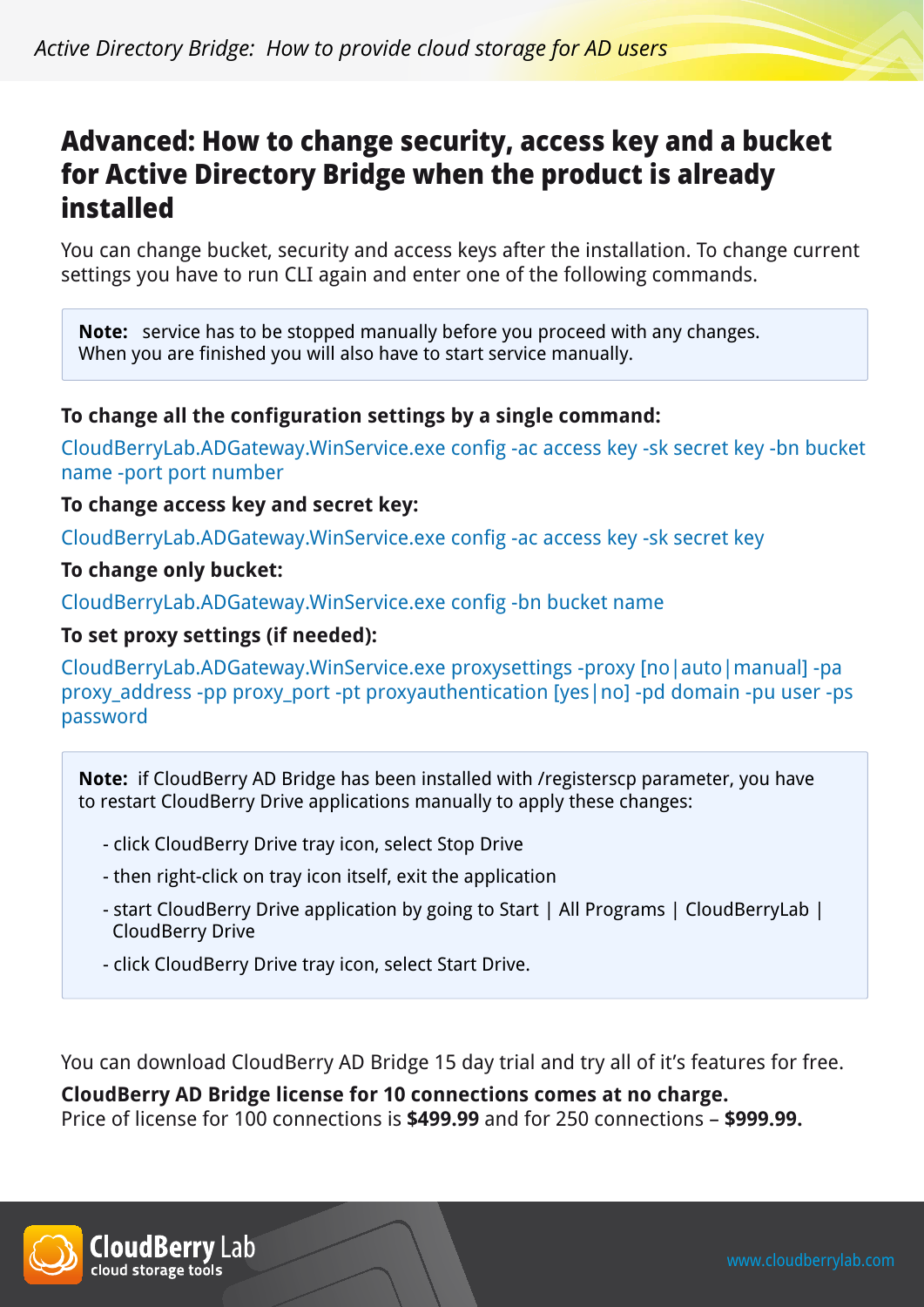## Advanced: How to change security, access key and a bucket for Active Directory Bridge when the product is already installed

You can change bucket, security and access keys after the installation. To change current settings you have to run CLI again and enter one of the following commands.

> **Note:** service has to be stopped manually before you proceed with any changes. When you are finished you will also have to start service manually.

**To change all the configuration settings by a single command:**

CloudBerryLab.ADGateway.WinService.exe config -ac access key -sk secret key -bn bucket name -port port number

**To change access key and secret key:**

CloudBerryLab.ADGateway.WinService.exe config -ac access key -sk secret key

**To change only bucket:**

CloudBerryLab.ADGateway.WinService.exe config -bn bucket name

**To set proxy settings (if needed):**

CloudBerryLab.ADGateway.WinService.exe proxysettings -proxy [no|auto|manual] -pa proxy_address -pp proxy_port -pt proxyauthentication [yes|no] -pd domain -pu user -ps password

> **Note:** if CloudBerry AD Bridge has been installed with /registerscp parameter, you have to restart CloudBerry Drive applications manually to apply these changes:
>
> - click CloudBerry Drive tray icon, select Stop Drive
> - then right-click on tray icon itself, exit the application
> - start CloudBerry Drive application by going to Start | All Programs | CloudBerryLab | CloudBerry Drive
> - click CloudBerry Drive tray icon, select Start Drive.

You can download CloudBerry AD Bridge 15 day trial and try all of it's features for free.

**CloudBerry AD Bridge license for 10 connections comes at no charge.**
Price of license for 100 connections is **$499.99** and for 250 connections – **$999.99.**